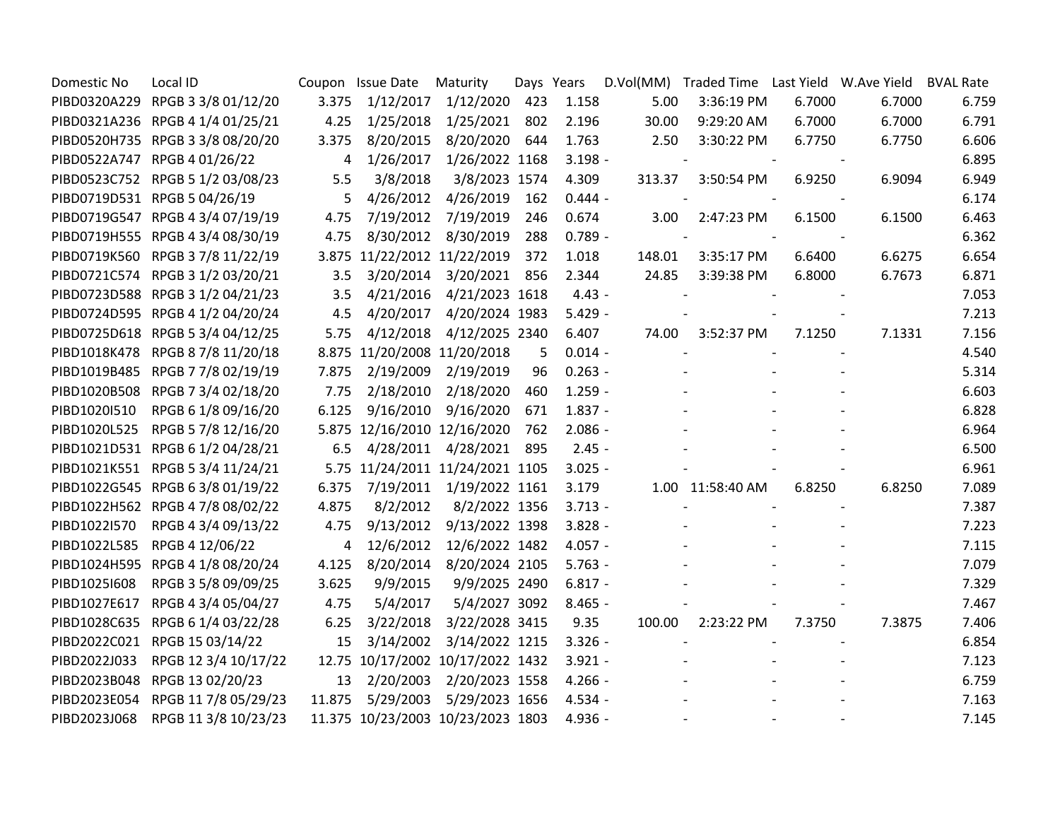| Domestic No | Local ID | Coupon | Issue Date | Maturity | Days | Years | D.Vol(MM) | Traded Time | Last Yield | W.Ave Yield | BVAL Rate |
|---|---|---|---|---|---|---|---|---|---|---|---|
| PIBD0320A229 | RPGB 3 3/8 01/12/20 | 3.375 | 1/12/2017 | 1/12/2020 | 423 | 1.158 | 5.00 | 3:36:19 PM | 6.7000 | 6.7000 | 6.759 |
| PIBD0321A236 | RPGB 4 1/4 01/25/21 | 4.25 | 1/25/2018 | 1/25/2021 | 802 | 2.196 | 30.00 | 9:29:20 AM | 6.7000 | 6.7000 | 6.791 |
| PIBD0520H735 | RPGB 3 3/8 08/20/20 | 3.375 | 8/20/2015 | 8/20/2020 | 644 | 1.763 | 2.50 | 3:30:22 PM | 6.7750 | 6.7750 | 6.606 |
| PIBD0522A747 | RPGB 4 01/26/22 | 4 | 1/26/2017 | 1/26/2022 | 1168 | 3.198 | - | - | - | - | 6.895 |
| PIBD0523C752 | RPGB 5 1/2 03/08/23 | 5.5 | 3/8/2018 | 3/8/2023 | 1574 | 4.309 | 313.37 | 3:50:54 PM | 6.9250 | 6.9094 | 6.949 |
| PIBD0719D531 | RPGB 5 04/26/19 | 5 | 4/26/2012 | 4/26/2019 | 162 | 0.444 | - | - | - | - | 6.174 |
| PIBD0719G547 | RPGB 4 3/4 07/19/19 | 4.75 | 7/19/2012 | 7/19/2019 | 246 | 0.674 | 3.00 | 2:47:23 PM | 6.1500 | 6.1500 | 6.463 |
| PIBD0719H555 | RPGB 4 3/4 08/30/19 | 4.75 | 8/30/2012 | 8/30/2019 | 288 | 0.789 | - | - | - | - | 6.362 |
| PIBD0719K560 | RPGB 3 7/8 11/22/19 | 3.875 | 11/22/2012 | 11/22/2019 | 372 | 1.018 | 148.01 | 3:35:17 PM | 6.6400 | 6.6275 | 6.654 |
| PIBD0721C574 | RPGB 3 1/2 03/20/21 | 3.5 | 3/20/2014 | 3/20/2021 | 856 | 2.344 | 24.85 | 3:39:38 PM | 6.8000 | 6.7673 | 6.871 |
| PIBD0723D588 | RPGB 3 1/2 04/21/23 | 3.5 | 4/21/2016 | 4/21/2023 | 1618 | 4.43 | - | - | - | - | 7.053 |
| PIBD0724D595 | RPGB 4 1/2 04/20/24 | 4.5 | 4/20/2017 | 4/20/2024 | 1983 | 5.429 | - | - | - | - | 7.213 |
| PIBD0725D618 | RPGB 5 3/4 04/12/25 | 5.75 | 4/12/2018 | 4/12/2025 | 2340 | 6.407 | 74.00 | 3:52:37 PM | 7.1250 | 7.1331 | 7.156 |
| PIBD1018K478 | RPGB 8 7/8 11/20/18 | 8.875 | 11/20/2008 | 11/20/2018 | 5 | 0.014 | - | - | - | - | 4.540 |
| PIBD1019B485 | RPGB 7 7/8 02/19/19 | 7.875 | 2/19/2009 | 2/19/2019 | 96 | 0.263 | - | - | - | - | 5.314 |
| PIBD1020B508 | RPGB 7 3/4 02/18/20 | 7.75 | 2/18/2010 | 2/18/2020 | 460 | 1.259 | - | - | - | - | 6.603 |
| PIBD1020I510 | RPGB 6 1/8 09/16/20 | 6.125 | 9/16/2010 | 9/16/2020 | 671 | 1.837 | - | - | - | - | 6.828 |
| PIBD1020L525 | RPGB 5 7/8 12/16/20 | 5.875 | 12/16/2010 | 12/16/2020 | 762 | 2.086 | - | - | - | - | 6.964 |
| PIBD1021D531 | RPGB 6 1/2 04/28/21 | 6.5 | 4/28/2011 | 4/28/2021 | 895 | 2.45 | - | - | - | - | 6.500 |
| PIBD1021K551 | RPGB 5 3/4 11/24/21 | 5.75 | 11/24/2011 | 11/24/2021 | 1105 | 3.025 | - | - | - | - | 6.961 |
| PIBD1022G545 | RPGB 6 3/8 01/19/22 | 6.375 | 7/19/2011 | 1/19/2022 | 1161 | 3.179 | 1.00 | 11:58:40 AM | 6.8250 | 6.8250 | 7.089 |
| PIBD1022H562 | RPGB 4 7/8 08/02/22 | 4.875 | 8/2/2012 | 8/2/2022 | 1356 | 3.713 | - | - | - | - | 7.387 |
| PIBD1022I570 | RPGB 4 3/4 09/13/22 | 4.75 | 9/13/2012 | 9/13/2022 | 1398 | 3.828 | - | - | - | - | 7.223 |
| PIBD1022L585 | RPGB 4 12/06/22 | 4 | 12/6/2012 | 12/6/2022 | 1482 | 4.057 | - | - | - | - | 7.115 |
| PIBD1024H595 | RPGB 4 1/8 08/20/24 | 4.125 | 8/20/2014 | 8/20/2024 | 2105 | 5.763 | - | - | - | - | 7.079 |
| PIBD1025I608 | RPGB 3 5/8 09/09/25 | 3.625 | 9/9/2015 | 9/9/2025 | 2490 | 6.817 | - | - | - | - | 7.329 |
| PIBD1027E617 | RPGB 4 3/4 05/04/27 | 4.75 | 5/4/2017 | 5/4/2027 | 3092 | 8.465 | - | - | - | - | 7.467 |
| PIBD1028C635 | RPGB 6 1/4 03/22/28 | 6.25 | 3/22/2018 | 3/22/2028 | 3415 | 9.35 | 100.00 | 2:23:22 PM | 7.3750 | 7.3875 | 7.406 |
| PIBD2022C021 | RPGB 15 03/14/22 | 15 | 3/14/2002 | 3/14/2022 | 1215 | 3.326 | - | - | - | - | 6.854 |
| PIBD2022J033 | RPGB 12 3/4 10/17/22 | 12.75 | 10/17/2002 | 10/17/2022 | 1432 | 3.921 | - | - | - | - | 7.123 |
| PIBD2023B048 | RPGB 13 02/20/23 | 13 | 2/20/2003 | 2/20/2023 | 1558 | 4.266 | - | - | - | - | 6.759 |
| PIBD2023E054 | RPGB 11 7/8 05/29/23 | 11.875 | 5/29/2003 | 5/29/2023 | 1656 | 4.534 | - | - | - | - | 7.163 |
| PIBD2023J068 | RPGB 11 3/8 10/23/23 | 11.375 | 10/23/2003 | 10/23/2023 | 1803 | 4.936 | - | - | - | - | 7.145 |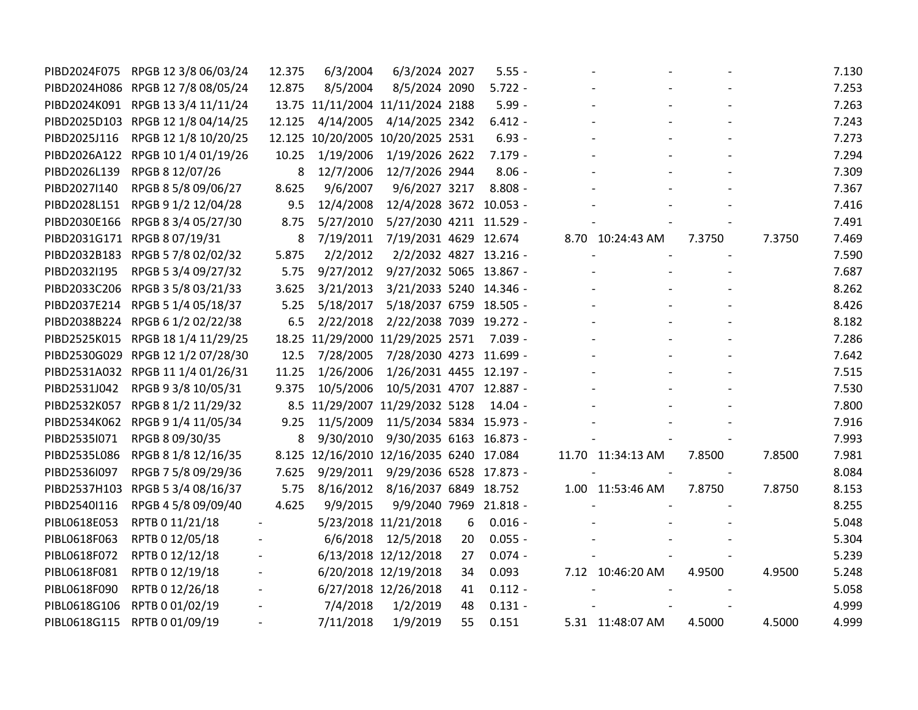| | | | | | | | | | | | | |
|---|---|---|---|---|---|---|---|---|---|---|---|---|
| PIBD2024F075 | RPGB 12 3/8 06/03/24 | 12.375 | 6/3/2004 | 6/3/2024 | 2027 | 5.55 | - | - | - | - | | 7.130 |
| PIBD2024H086 | RPGB 12 7/8 08/05/24 | 12.875 | 8/5/2004 | 8/5/2024 | 2090 | 5.722 | - | - | - | - | | 7.253 |
| PIBD2024K091 | RPGB 13 3/4 11/11/24 | 13.75 | 11/11/2004 | 11/11/2024 | 2188 | 5.99 | - | - | - | - | | 7.263 |
| PIBD2025D103 | RPGB 12 1/8 04/14/25 | 12.125 | 4/14/2005 | 4/14/2025 | 2342 | 6.412 | - | - | - | - | | 7.243 |
| PIBD2025J116 | RPGB 12 1/8 10/20/25 | 12.125 | 10/20/2005 | 10/20/2025 | 2531 | 6.93 | - | - | - | - | | 7.273 |
| PIBD2026A122 | RPGB 10 1/4 01/19/26 | 10.25 | 1/19/2006 | 1/19/2026 | 2622 | 7.179 | - | - | - | - | | 7.294 |
| PIBD2026L139 | RPGB 8 12/07/26 | 8 | 12/7/2006 | 12/7/2026 | 2944 | 8.06 | - | - | - | - | | 7.309 |
| PIBD2027I140 | RPGB 8 5/8 09/06/27 | 8.625 | 9/6/2007 | 9/6/2027 | 3217 | 8.808 | - | - | - | - | | 7.367 |
| PIBD2028L151 | RPGB 9 1/2 12/04/28 | 9.5 | 12/4/2008 | 12/4/2028 | 3672 | 10.053 | - | - | - | - | | 7.416 |
| PIBD2030E166 | RPGB 8 3/4 05/27/30 | 8.75 | 5/27/2010 | 5/27/2030 | 4211 | 11.529 | - | - | - | - | | 7.491 |
| PIBD2031G171 | RPGB 8 07/19/31 | 8 | 7/19/2011 | 7/19/2031 | 4629 | 12.674 | 8.70 | 10:24:43 AM | 7.3750 | 7.3750 | | 7.469 |
| PIBD2032B183 | RPGB 5 7/8 02/02/32 | 5.875 | 2/2/2012 | 2/2/2032 | 4827 | 13.216 | - | - | - | - | | 7.590 |
| PIBD2032I195 | RPGB 5 3/4 09/27/32 | 5.75 | 9/27/2012 | 9/27/2032 | 5065 | 13.867 | - | - | - | - | | 7.687 |
| PIBD2033C206 | RPGB 3 5/8 03/21/33 | 3.625 | 3/21/2013 | 3/21/2033 | 5240 | 14.346 | - | - | - | - | | 8.262 |
| PIBD2037E214 | RPGB 5 1/4 05/18/37 | 5.25 | 5/18/2017 | 5/18/2037 | 6759 | 18.505 | - | - | - | - | | 8.426 |
| PIBD2038B224 | RPGB 6 1/2 02/22/38 | 6.5 | 2/22/2018 | 2/22/2038 | 7039 | 19.272 | - | - | - | - | | 8.182 |
| PIBD2525K015 | RPGB 18 1/4 11/29/25 | 18.25 | 11/29/2000 | 11/29/2025 | 2571 | 7.039 | - | - | - | - | | 7.286 |
| PIBD2530G029 | RPGB 12 1/2 07/28/30 | 12.5 | 7/28/2005 | 7/28/2030 | 4273 | 11.699 | - | - | - | - | | 7.642 |
| PIBD2531A032 | RPGB 11 1/4 01/26/31 | 11.25 | 1/26/2006 | 1/26/2031 | 4455 | 12.197 | - | - | - | - | | 7.515 |
| PIBD2531J042 | RPGB 9 3/8 10/05/31 | 9.375 | 10/5/2006 | 10/5/2031 | 4707 | 12.887 | - | - | - | - | | 7.530 |
| PIBD2532K057 | RPGB 8 1/2 11/29/32 | 8.5 | 11/29/2007 | 11/29/2032 | 5128 | 14.04 | - | - | - | - | | 7.800 |
| PIBD2534K062 | RPGB 9 1/4 11/05/34 | 9.25 | 11/5/2009 | 11/5/2034 | 5834 | 15.973 | - | - | - | - | | 7.916 |
| PIBD2535I071 | RPGB 8 09/30/35 | 8 | 9/30/2010 | 9/30/2035 | 6163 | 16.873 | - | - | - | - | | 7.993 |
| PIBD2535L086 | RPGB 8 1/8 12/16/35 | 8.125 | 12/16/2010 | 12/16/2035 | 6240 | 17.084 | 11.70 | 11:34:13 AM | 7.8500 | 7.8500 | | 7.981 |
| PIBD2536I097 | RPGB 7 5/8 09/29/36 | 7.625 | 9/29/2011 | 9/29/2036 | 6528 | 17.873 | - | - | - | - | | 8.084 |
| PIBD2537H103 | RPGB 5 3/4 08/16/37 | 5.75 | 8/16/2012 | 8/16/2037 | 6849 | 18.752 | 1.00 | 11:53:46 AM | 7.8750 | 7.8750 | | 8.153 |
| PIBD2540I116 | RPGB 4 5/8 09/09/40 | 4.625 | 9/9/2015 | 9/9/2040 | 7969 | 21.818 | - | - | - | - | | 8.255 |
| PIBL0618E053 | RPTB 0 11/21/18 | - | 5/23/2018 | 11/21/2018 | 6 | 0.016 | - | - | - | - | | 5.048 |
| PIBL0618F063 | RPTB 0 12/05/18 | - | 6/6/2018 | 12/5/2018 | 20 | 0.055 | - | - | - | - | | 5.304 |
| PIBL0618F072 | RPTB 0 12/12/18 | - | 6/13/2018 | 12/12/2018 | 27 | 0.074 | - | - | - | - | | 5.239 |
| PIBL0618F081 | RPTB 0 12/19/18 | - | 6/20/2018 | 12/19/2018 | 34 | 0.093 | 7.12 | 10:46:20 AM | 4.9500 | 4.9500 | | 5.248 |
| PIBL0618F090 | RPTB 0 12/26/18 | - | 6/27/2018 | 12/26/2018 | 41 | 0.112 | - | - | - | - | | 5.058 |
| PIBL0618G106 | RPTB 0 01/02/19 | - | 7/4/2018 | 1/2/2019 | 48 | 0.131 | - | - | - | - | | 4.999 |
| PIBL0618G115 | RPTB 0 01/09/19 | - | 7/11/2018 | 1/9/2019 | 55 | 0.151 | 5.31 | 11:48:07 AM | 4.5000 | 4.5000 | | 4.999 |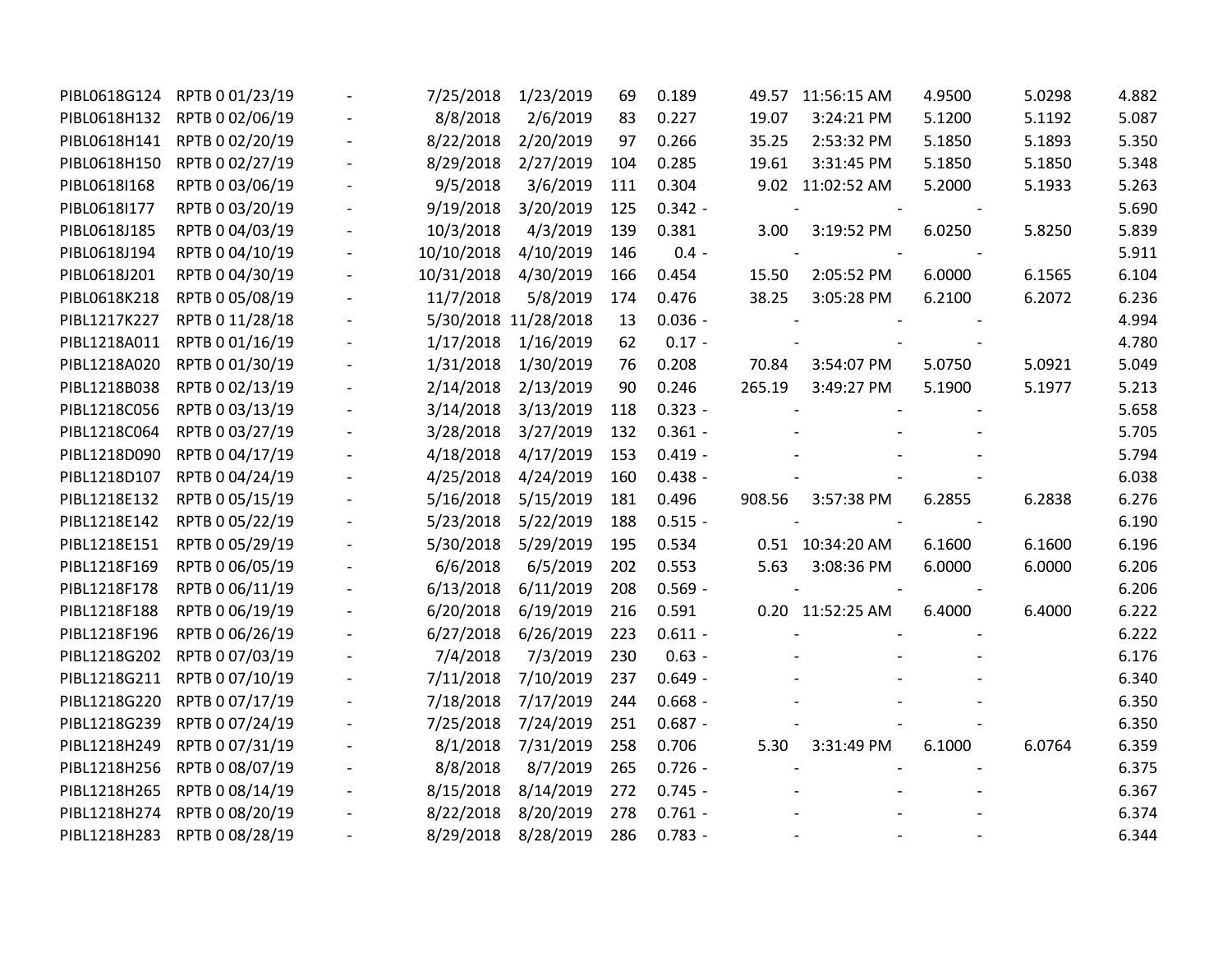| | | | | | | | | | | | | |
|---|---|---|---|---|---|---|---|---|---|---|---|---|
| PIBL0618G124 | RPTB 0 01/23/19 | - | 7/25/2018 | 1/23/2019 | 69 | 0.189 | 49.57 | 11:56:15 AM | 4.9500 | 5.0298 | 4.882 |
| PIBL0618H132 | RPTB 0 02/06/19 | - | 8/8/2018 | 2/6/2019 | 83 | 0.227 | 19.07 | 3:24:21 PM | 5.1200 | 5.1192 | 5.087 |
| PIBL0618H141 | RPTB 0 02/20/19 | - | 8/22/2018 | 2/20/2019 | 97 | 0.266 | 35.25 | 2:53:32 PM | 5.1850 | 5.1893 | 5.350 |
| PIBL0618H150 | RPTB 0 02/27/19 | - | 8/29/2018 | 2/27/2019 | 104 | 0.285 | 19.61 | 3:31:45 PM | 5.1850 | 5.1850 | 5.348 |
| PIBL0618I168 | RPTB 0 03/06/19 | - | 9/5/2018 | 3/6/2019 | 111 | 0.304 | 9.02 | 11:02:52 AM | 5.2000 | 5.1933 | 5.263 |
| PIBL0618I177 | RPTB 0 03/20/19 | - | 9/19/2018 | 3/20/2019 | 125 | 0.342 - | - | - | - | | 5.690 |
| PIBL0618J185 | RPTB 0 04/03/19 | - | 10/3/2018 | 4/3/2019 | 139 | 0.381 | 3.00 | 3:19:52 PM | 6.0250 | 5.8250 | 5.839 |
| PIBL0618J194 | RPTB 0 04/10/19 | - | 10/10/2018 | 4/10/2019 | 146 | 0.4 - | - | - | - | | 5.911 |
| PIBL0618J201 | RPTB 0 04/30/19 | - | 10/31/2018 | 4/30/2019 | 166 | 0.454 | 15.50 | 2:05:52 PM | 6.0000 | 6.1565 | 6.104 |
| PIBL0618K218 | RPTB 0 05/08/19 | - | 11/7/2018 | 5/8/2019 | 174 | 0.476 | 38.25 | 3:05:28 PM | 6.2100 | 6.2072 | 6.236 |
| PIBL1217K227 | RPTB 0 11/28/18 | - | 5/30/2018 | 11/28/2018 | 13 | 0.036 - | - | - | - | | 4.994 |
| PIBL1218A011 | RPTB 0 01/16/19 | - | 1/17/2018 | 1/16/2019 | 62 | 0.17 - | - | - | - | | 4.780 |
| PIBL1218A020 | RPTB 0 01/30/19 | - | 1/31/2018 | 1/30/2019 | 76 | 0.208 | 70.84 | 3:54:07 PM | 5.0750 | 5.0921 | 5.049 |
| PIBL1218B038 | RPTB 0 02/13/19 | - | 2/14/2018 | 2/13/2019 | 90 | 0.246 | 265.19 | 3:49:27 PM | 5.1900 | 5.1977 | 5.213 |
| PIBL1218C056 | RPTB 0 03/13/19 | - | 3/14/2018 | 3/13/2019 | 118 | 0.323 - | - | - | - | | 5.658 |
| PIBL1218C064 | RPTB 0 03/27/19 | - | 3/28/2018 | 3/27/2019 | 132 | 0.361 - | - | - | - | | 5.705 |
| PIBL1218D090 | RPTB 0 04/17/19 | - | 4/18/2018 | 4/17/2019 | 153 | 0.419 - | - | - | - | | 5.794 |
| PIBL1218D107 | RPTB 0 04/24/19 | - | 4/25/2018 | 4/24/2019 | 160 | 0.438 - | - | - | - | | 6.038 |
| PIBL1218E132 | RPTB 0 05/15/19 | - | 5/16/2018 | 5/15/2019 | 181 | 0.496 | 908.56 | 3:57:38 PM | 6.2855 | 6.2838 | 6.276 |
| PIBL1218E142 | RPTB 0 05/22/19 | - | 5/23/2018 | 5/22/2019 | 188 | 0.515 - | - | - | - | | 6.190 |
| PIBL1218E151 | RPTB 0 05/29/19 | - | 5/30/2018 | 5/29/2019 | 195 | 0.534 | 0.51 | 10:34:20 AM | 6.1600 | 6.1600 | 6.196 |
| PIBL1218F169 | RPTB 0 06/05/19 | - | 6/6/2018 | 6/5/2019 | 202 | 0.553 | 5.63 | 3:08:36 PM | 6.0000 | 6.0000 | 6.206 |
| PIBL1218F178 | RPTB 0 06/11/19 | - | 6/13/2018 | 6/11/2019 | 208 | 0.569 - | - | - | - | | 6.206 |
| PIBL1218F188 | RPTB 0 06/19/19 | - | 6/20/2018 | 6/19/2019 | 216 | 0.591 | 0.20 | 11:52:25 AM | 6.4000 | 6.4000 | 6.222 |
| PIBL1218F196 | RPTB 0 06/26/19 | - | 6/27/2018 | 6/26/2019 | 223 | 0.611 - | - | - | - | | 6.222 |
| PIBL1218G202 | RPTB 0 07/03/19 | - | 7/4/2018 | 7/3/2019 | 230 | 0.63 - | - | - | - | | 6.176 |
| PIBL1218G211 | RPTB 0 07/10/19 | - | 7/11/2018 | 7/10/2019 | 237 | 0.649 - | - | - | - | | 6.340 |
| PIBL1218G220 | RPTB 0 07/17/19 | - | 7/18/2018 | 7/17/2019 | 244 | 0.668 - | - | - | - | | 6.350 |
| PIBL1218G239 | RPTB 0 07/24/19 | - | 7/25/2018 | 7/24/2019 | 251 | 0.687 - | - | - | - | | 6.350 |
| PIBL1218H249 | RPTB 0 07/31/19 | - | 8/1/2018 | 7/31/2019 | 258 | 0.706 | 5.30 | 3:31:49 PM | 6.1000 | 6.0764 | 6.359 |
| PIBL1218H256 | RPTB 0 08/07/19 | - | 8/8/2018 | 8/7/2019 | 265 | 0.726 - | - | - | - | | 6.375 |
| PIBL1218H265 | RPTB 0 08/14/19 | - | 8/15/2018 | 8/14/2019 | 272 | 0.745 - | - | - | - | | 6.367 |
| PIBL1218H274 | RPTB 0 08/20/19 | - | 8/22/2018 | 8/20/2019 | 278 | 0.761 - | - | - | - | | 6.374 |
| PIBL1218H283 | RPTB 0 08/28/19 | - | 8/29/2018 | 8/28/2019 | 286 | 0.783 - | - | - | - | | 6.344 |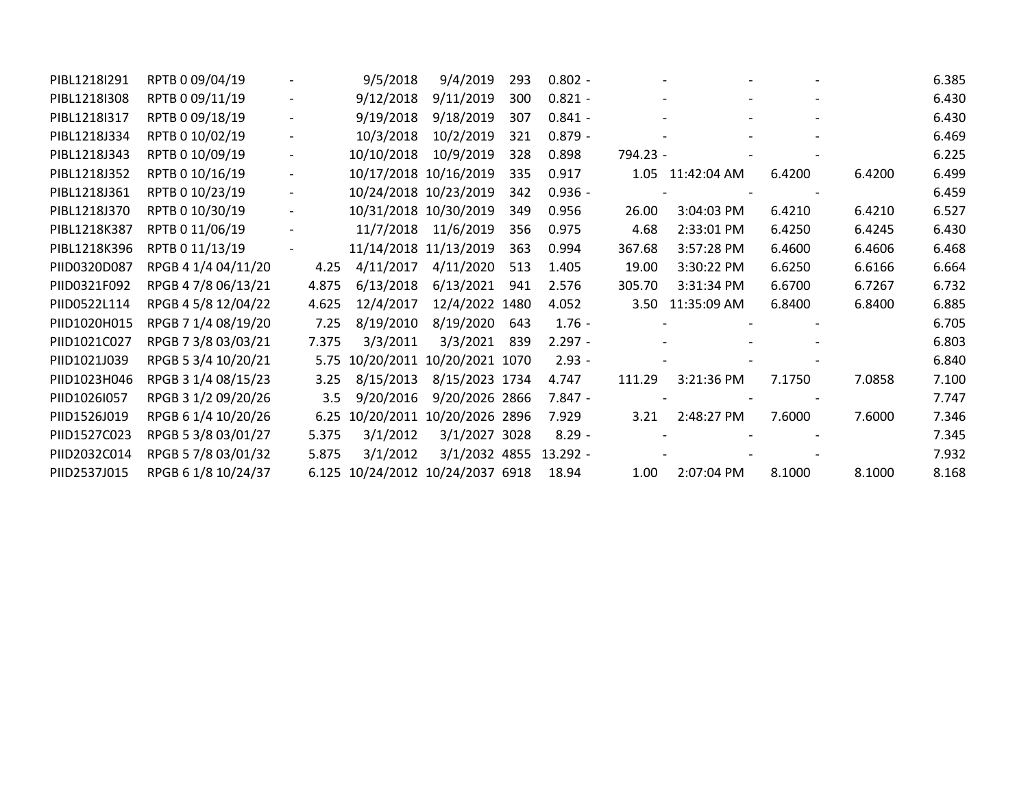| | | | | | | | | | | | |
|---|---|---|---|---|---|---|---|---|---|---|---|
| PIBL1218I291 | RPTB 0 09/04/19 | - | 9/5/2018 | 9/4/2019 | 293 | 0.802 | - | - | - | - | 6.385 |
| PIBL1218I308 | RPTB 0 09/11/19 | - | 9/12/2018 | 9/11/2019 | 300 | 0.821 | - | - | - | - | 6.430 |
| PIBL1218I317 | RPTB 0 09/18/19 | - | 9/19/2018 | 9/18/2019 | 307 | 0.841 | - | - | - | - | 6.430 |
| PIBL1218J334 | RPTB 0 10/02/19 | - | 10/3/2018 | 10/2/2019 | 321 | 0.879 | - | - | - | - | 6.469 |
| PIBL1218J343 | RPTB 0 10/09/19 | - | 10/10/2018 | 10/9/2019 | 328 | 0.898 | 794.23 | - | - | - | 6.225 |
| PIBL1218J352 | RPTB 0 10/16/19 | - | 10/17/2018 | 10/16/2019 | 335 | 0.917 | 1.05 | 11:42:04 AM | 6.4200 | 6.4200 | 6.499 |
| PIBL1218J361 | RPTB 0 10/23/19 | - | 10/24/2018 | 10/23/2019 | 342 | 0.936 | - | - | - | - | 6.459 |
| PIBL1218J370 | RPTB 0 10/30/19 | - | 10/31/2018 | 10/30/2019 | 349 | 0.956 | 26.00 | 3:04:03 PM | 6.4210 | 6.4210 | 6.527 |
| PIBL1218K387 | RPTB 0 11/06/19 | - | 11/7/2018 | 11/6/2019 | 356 | 0.975 | 4.68 | 2:33:01 PM | 6.4250 | 6.4245 | 6.430 |
| PIBL1218K396 | RPTB 0 11/13/19 | - | 11/14/2018 | 11/13/2019 | 363 | 0.994 | 367.68 | 3:57:28 PM | 6.4600 | 6.4606 | 6.468 |
| PIID0320D087 | RPGB 4 1/4 04/11/20 | 4.25 | 4/11/2017 | 4/11/2020 | 513 | 1.405 | 19.00 | 3:30:22 PM | 6.6250 | 6.6166 | 6.664 |
| PIID0321F092 | RPGB 4 7/8 06/13/21 | 4.875 | 6/13/2018 | 6/13/2021 | 941 | 2.576 | 305.70 | 3:31:34 PM | 6.6700 | 6.7267 | 6.732 |
| PIID0522L114 | RPGB 4 5/8 12/04/22 | 4.625 | 12/4/2017 | 12/4/2022 | 1480 | 4.052 | 3.50 | 11:35:09 AM | 6.8400 | 6.8400 | 6.885 |
| PIID1020H015 | RPGB 7 1/4 08/19/20 | 7.25 | 8/19/2010 | 8/19/2020 | 643 | 1.76 | - | - | - | - | 6.705 |
| PIID1021C027 | RPGB 7 3/8 03/03/21 | 7.375 | 3/3/2011 | 3/3/2021 | 839 | 2.297 | - | - | - | - | 6.803 |
| PIID1021J039 | RPGB 5 3/4 10/20/21 | 5.75 | 10/20/2011 | 10/20/2021 | 1070 | 2.93 | - | - | - | - | 6.840 |
| PIID1023H046 | RPGB 3 1/4 08/15/23 | 3.25 | 8/15/2013 | 8/15/2023 | 1734 | 4.747 | 111.29 | 3:21:36 PM | 7.1750 | 7.0858 | 7.100 |
| PIID1026I057 | RPGB 3 1/2 09/20/26 | 3.5 | 9/20/2016 | 9/20/2026 | 2866 | 7.847 | - | - | - | - | 7.747 |
| PIID1526J019 | RPGB 6 1/4 10/20/26 | 6.25 | 10/20/2011 | 10/20/2026 | 2896 | 7.929 | 3.21 | 2:48:27 PM | 7.6000 | 7.6000 | 7.346 |
| PIID1527C023 | RPGB 5 3/8 03/01/27 | 5.375 | 3/1/2012 | 3/1/2027 | 3028 | 8.29 | - | - | - | - | 7.345 |
| PIID2032C014 | RPGB 5 7/8 03/01/32 | 5.875 | 3/1/2012 | 3/1/2032 | 4855 | 13.292 | - | - | - | - | 7.932 |
| PIID2537J015 | RPGB 6 1/8 10/24/37 | 6.125 | 10/24/2012 | 10/24/2037 | 6918 | 18.94 | 1.00 | 2:07:04 PM | 8.1000 | 8.1000 | 8.168 |